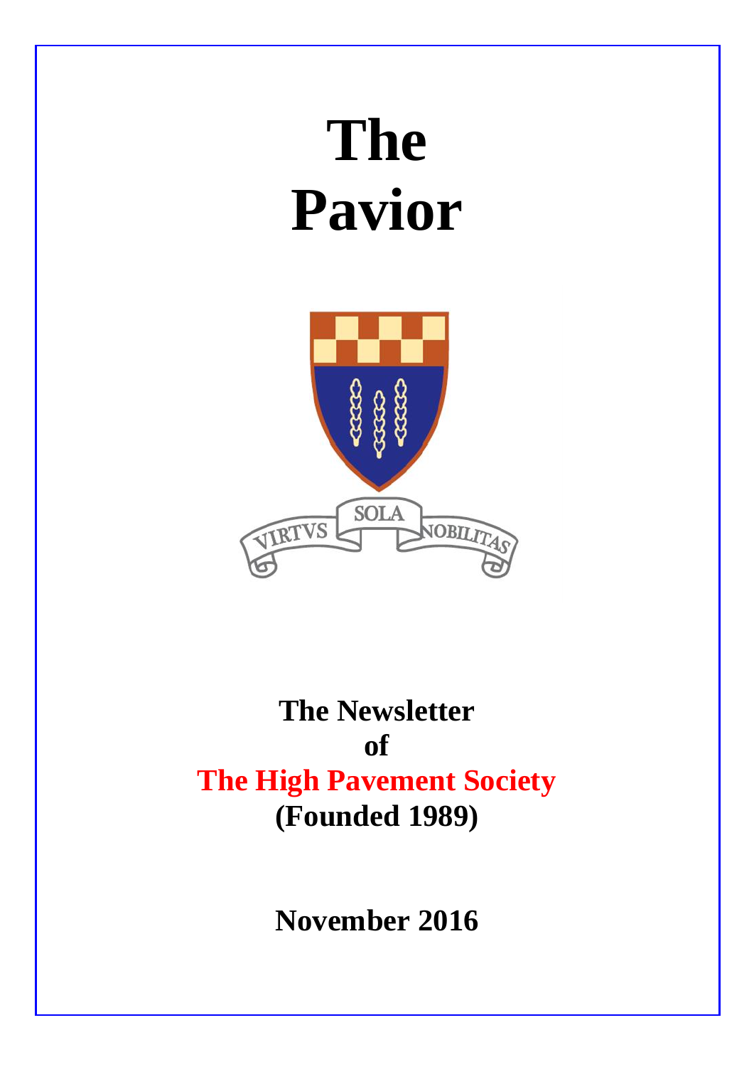# The Pavior

VIRTVS SOLA NOBILITAS

**The Newsletter**
**of**
**The High Pavement Society**
**(Founded 1989)**

**November 2016**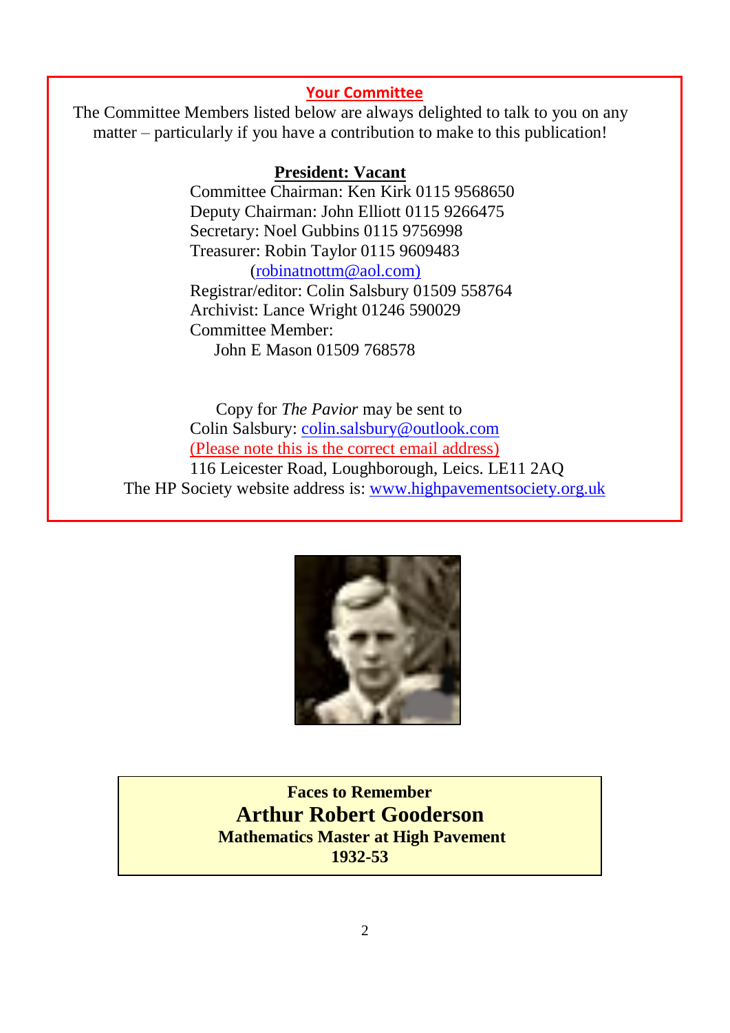## Your Committee

The Committee Members listed below are always delighted to talk to you on any matter – particularly if you have a contribution to make to this publication!

**President: Vacant**

Committee Chairman: Ken Kirk 0115 9568650
Deputy Chairman: John Elliott 0115 9266475
Secretary: Noel Gubbins 0115 9756998
Treasurer: Robin Taylor 0115 9609483
(robinatnottm@aol.com)
Registrar/editor: Colin Salsbury 01509 558764
Archivist: Lance Wright 01246 590029
Committee Member:
John E Mason 01509 768578

Copy for *The Pavior* may be sent to
Colin Salsbury: colin.salsbury@outlook.com
(Please note this is the correct email address)
116 Leicester Road, Loughborough, Leics. LE11 2AQ
The HP Society website address is: www.highpavementsociety.org.uk

**Faces to Remember**
**Arthur Robert Gooderson**
**Mathematics Master at High Pavement**
**1932-53**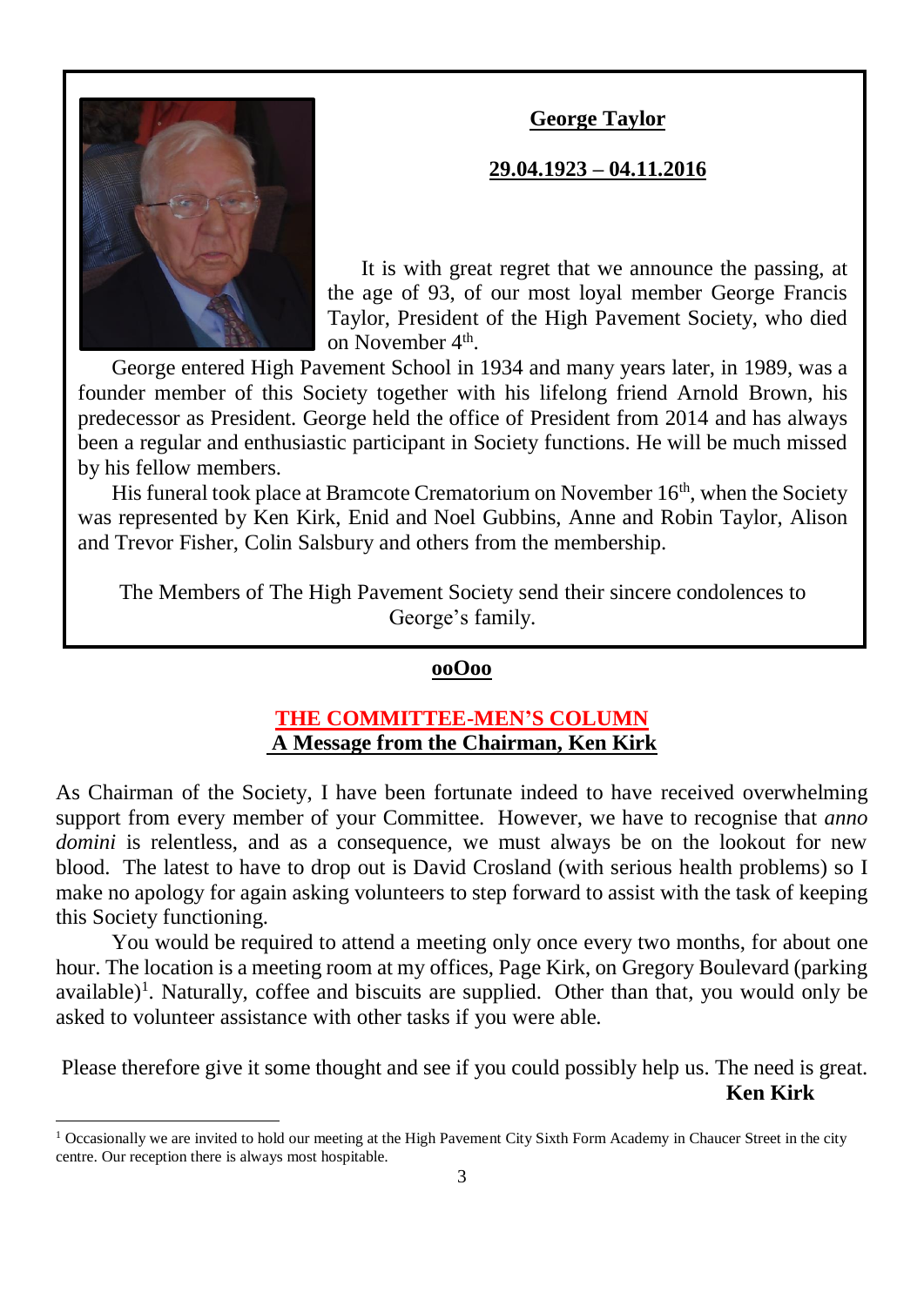## George Taylor

**29.04.1923 – 04.11.2016**

It is with great regret that we announce the passing, at the age of 93, of our most loyal member George Francis Taylor, President of the High Pavement Society, who died on November 4th.

George entered High Pavement School in 1934 and many years later, in 1989, was a founder member of this Society together with his lifelong friend Arnold Brown, his predecessor as President. George held the office of President from 2014 and has always been a regular and enthusiastic participant in Society functions. He will be much missed by his fellow members.

His funeral took place at Bramcote Crematorium on November 16th, when the Society was represented by Ken Kirk, Enid and Noel Gubbins, Anne and Robin Taylor, Alison and Trevor Fisher, Colin Salsbury and others from the membership.

The Members of The High Pavement Society send their sincere condolences to George's family.

**ooOoo**

## THE COMMITTEE-MEN'S COLUMN

### A Message from the Chairman, Ken Kirk

As Chairman of the Society, I have been fortunate indeed to have received overwhelming support from every member of your Committee. However, we have to recognise that *anno domini* is relentless, and as a consequence, we must always be on the lookout for new blood. The latest to have to drop out is David Crosland (with serious health problems) so I make no apology for again asking volunteers to step forward to assist with the task of keeping this Society functioning.

You would be required to attend a meeting only once every two months, for about one hour. The location is a meeting room at my offices, Page Kirk, on Gregory Boulevard (parking available)[1]. Naturally, coffee and biscuits are supplied. Other than that, you would only be asked to volunteer assistance with other tasks if you were able.

Please therefore give it some thought and see if you could possibly help us. The need is great.

**Ken Kirk**

---

[1] Occasionally we are invited to hold our meeting at the High Pavement City Sixth Form Academy in Chaucer Street in the city centre. Our reception there is always most hospitable.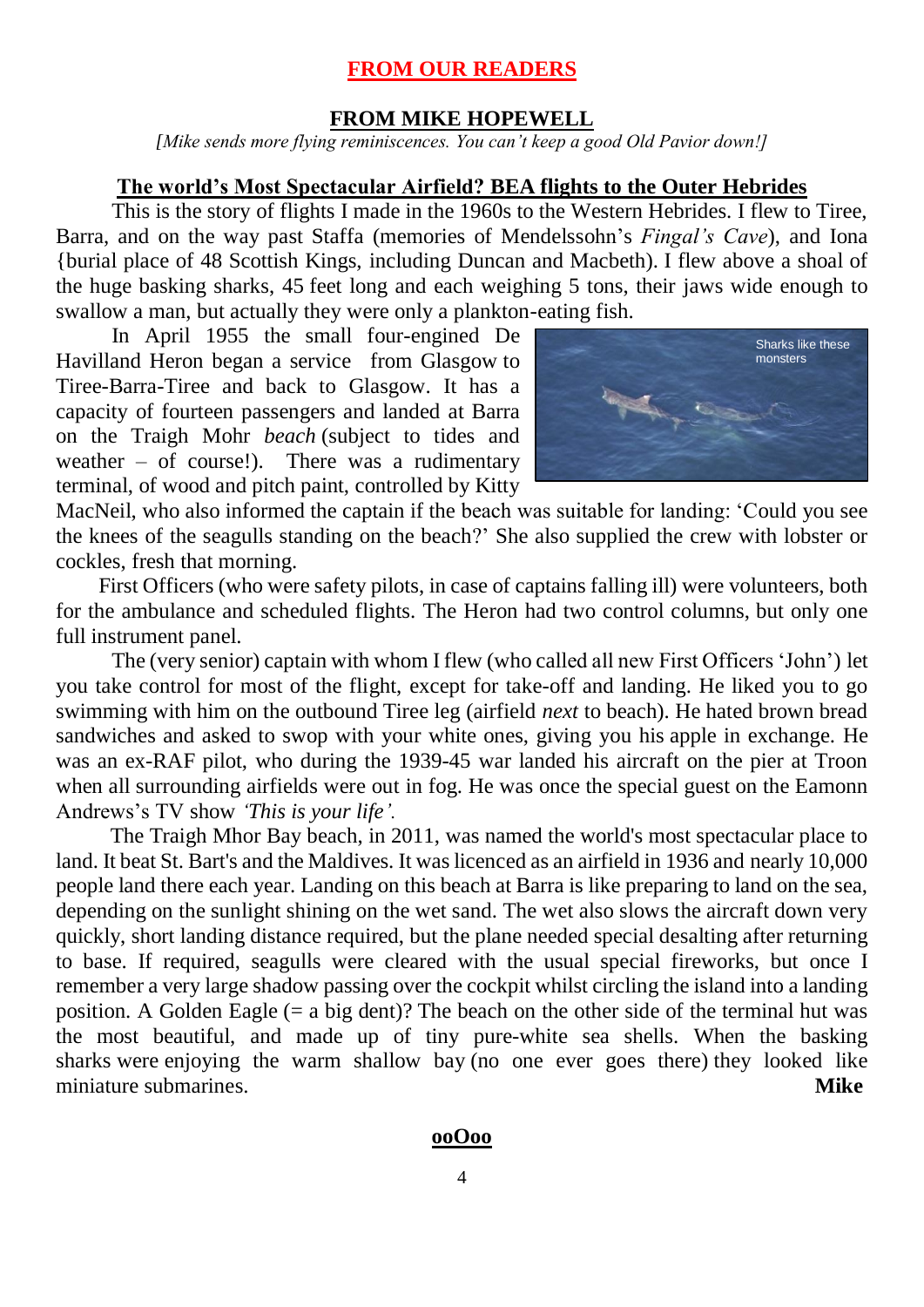## FROM OUR READERS

### FROM MIKE HOPEWELL

*[Mike sends more flying reminiscences. You can't keep a good Old Pavior down!]*

### The world's Most Spectacular Airfield? BEA flights to the Outer Hebrides

This is the story of flights I made in the 1960s to the Western Hebrides. I flew to Tiree, Barra, and on the way past Staffa (memories of Mendelssohn's *Fingal's Cave*), and Iona {burial place of 48 Scottish Kings, including Duncan and Macbeth). I flew above a shoal of the huge basking sharks, 45 feet long and each weighing 5 tons, their jaws wide enough to swallow a man, but actually they were only a plankton-eating fish.

In April 1955 the small four-engined De Havilland Heron began a service from Glasgow to Tiree-Barra-Tiree and back to Glasgow. It has a capacity of fourteen passengers and landed at Barra on the Traigh Mohr *beach* (subject to tides and weather – of course!). There was a rudimentary terminal, of wood and pitch paint, controlled by Kitty MacNeil, who also informed the captain if the beach was suitable for landing: 'Could you see the knees of the seagulls standing on the beach?' She also supplied the crew with lobster or cockles, fresh that morning.

Sharks like these monsters

First Officers (who were safety pilots, in case of captains falling ill) were volunteers, both for the ambulance and scheduled flights. The Heron had two control columns, but only one full instrument panel.

The (very senior) captain with whom I flew (who called all new First Officers 'John') let you take control for most of the flight, except for take-off and landing. He liked you to go swimming with him on the outbound Tiree leg (airfield *next* to beach). He hated brown bread sandwiches and asked to swop with your white ones, giving you his apple in exchange. He was an ex-RAF pilot, who during the 1939-45 war landed his aircraft on the pier at Troon when all surrounding airfields were out in fog. He was once the special guest on the Eamonn Andrews's TV show *'This is your life'.*

The Traigh Mhor Bay beach, in 2011, was named the world's most spectacular place to land. It beat St. Bart's and the Maldives. It was licenced as an airfield in 1936 and nearly 10,000 people land there each year. Landing on this beach at Barra is like preparing to land on the sea, depending on the sunlight shining on the wet sand. The wet also slows the aircraft down very quickly, short landing distance required, but the plane needed special desalting after returning to base. If required, seagulls were cleared with the usual special fireworks, but once I remember a very large shadow passing over the cockpit whilst circling the island into a landing position. A Golden Eagle (= a big dent)? The beach on the other side of the terminal hut was the most beautiful, and made up of tiny pure-white sea shells. When the basking sharks were enjoying the warm shallow bay (no one ever goes there) they looked like miniature submarines. **Mike**

**ooOoo**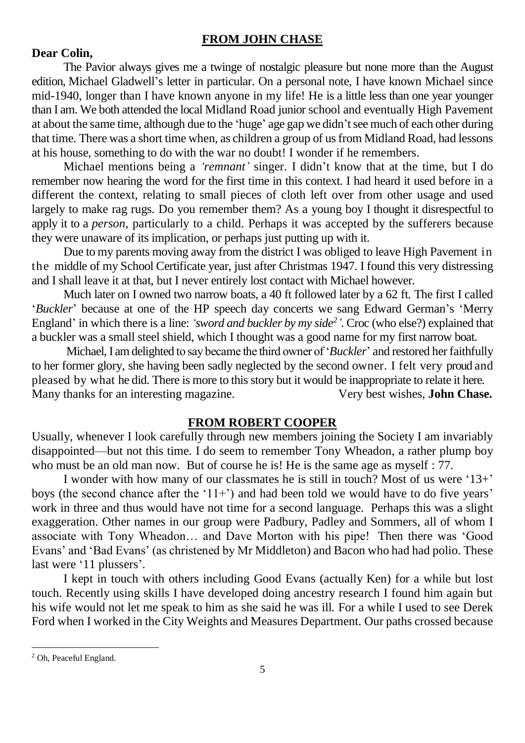## FROM JOHN CHASE

**Dear Colin,**

The Pavior always gives me a twinge of nostalgic pleasure but none more than the August edition, Michael Gladwell's letter in particular. On a personal note, I have known Michael since mid-1940, longer than I have known anyone in my life! He is a little less than one year younger than I am. We both attended the local Midland Road junior school and eventually High Pavement at about the same time, although due to the 'huge' age gap we didn't see much of each other during that time. There was a short time when, as children a group of us from Midland Road, had lessons at his house, something to do with the war no doubt! I wonder if he remembers.

Michael mentions being a *'remnant'* singer. I didn't know that at the time, but I do remember now hearing the word for the first time in this context. I had heard it used before in a different the context, relating to small pieces of cloth left over from other usage and used largely to make rag rugs. Do you remember them? As a young boy I thought it disrespectful to apply it to a *person*, particularly to a child. Perhaps it was accepted by the sufferers because they were unaware of its implication, or perhaps just putting up with it.

Due to my parents moving away from the district I was obliged to leave High Pavement in the middle of my School Certificate year, just after Christmas 1947. I found this very distressing and I shall leave it at that, but I never entirely lost contact with Michael however.

Much later on I owned two narrow boats, a 40 ft followed later by a 62 ft. The first I called '*Buckler*' because at one of the HP speech day concerts we sang Edward German's 'Merry England' in which there is a line: *'sword and buckler by my side*[2]*'*. Croc (who else?) explained that a buckler was a small steel shield, which I thought was a good name for my first narrow boat.

Michael, I am delighted to say became the third owner of '*Buckler*' and restored her faithfully to her former glory, she having been sadly neglected by the second owner. I felt very proud and pleased by what he did. There is more to this story but it would be inappropriate to relate it here.

Many thanks for an interesting magazine. Very best wishes, **John Chase.**

## FROM ROBERT COOPER

Usually, whenever I look carefully through new members joining the Society I am invariably disappointed—but not this time. I do seem to remember Tony Wheadon, a rather plump boy who must be an old man now. But of course he is! He is the same age as myself : 77.

I wonder with how many of our classmates he is still in touch? Most of us were '13+' boys (the second chance after the '11+') and had been told we would have to do five years' work in three and thus would have not time for a second language. Perhaps this was a slight exaggeration. Other names in our group were Padbury, Padley and Sommers, all of whom I associate with Tony Wheadon… and Dave Morton with his pipe! Then there was 'Good Evans' and 'Bad Evans' (as christened by Mr Middleton) and Bacon who had had polio. These last were '11 plussers'.

I kept in touch with others including Good Evans (actually Ken) for a while but lost touch. Recently using skills I have developed doing ancestry research I found him again but his wife would not let me speak to him as she said he was ill. For a while I used to see Derek Ford when I worked in the City Weights and Measures Department. Our paths crossed because

---

[2] Oh, Peaceful England.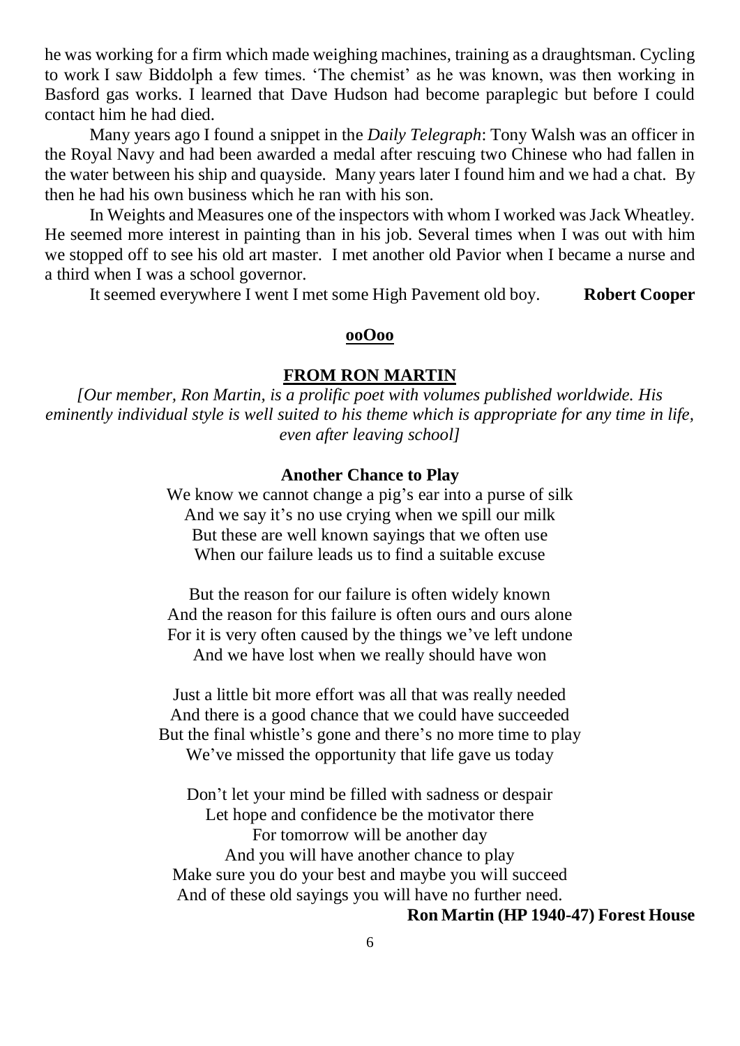he was working for a firm which made weighing machines, training as a draughtsman. Cycling to work I saw Biddolph a few times. 'The chemist' as he was known, was then working in Basford gas works. I learned that Dave Hudson had become paraplegic but before I could contact him he had died.

Many years ago I found a snippet in the *Daily Telegraph*: Tony Walsh was an officer in the Royal Navy and had been awarded a medal after rescuing two Chinese who had fallen in the water between his ship and quayside. Many years later I found him and we had a chat. By then he had his own business which he ran with his son.

In Weights and Measures one of the inspectors with whom I worked was Jack Wheatley. He seemed more interest in painting than in his job. Several times when I was out with him we stopped off to see his old art master. I met another old Pavior when I became a nurse and a third when I was a school governor.

It seemed everywhere I went I met some High Pavement old boy. **Robert Cooper**

**ooOoo**

## FROM RON MARTIN

*[Our member, Ron Martin, is a prolific poet with volumes published worldwide. His eminently individual style is well suited to his theme which is appropriate for any time in life, even after leaving school]*

### Another Chance to Play

We know we cannot change a pig's ear into a purse of silk
And we say it's no use crying when we spill our milk
But these are well known sayings that we often use
When our failure leads us to find a suitable excuse

But the reason for our failure is often widely known
And the reason for this failure is often ours and ours alone
For it is very often caused by the things we've left undone
And we have lost when we really should have won

Just a little bit more effort was all that was really needed
And there is a good chance that we could have succeeded
But the final whistle's gone and there's no more time to play
We've missed the opportunity that life gave us today

Don't let your mind be filled with sadness or despair
Let hope and confidence be the motivator there
For tomorrow will be another day
And you will have another chance to play
Make sure you do your best and maybe you will succeed
And of these old sayings you will have no further need.

**Ron Martin (HP 1940-47) Forest House**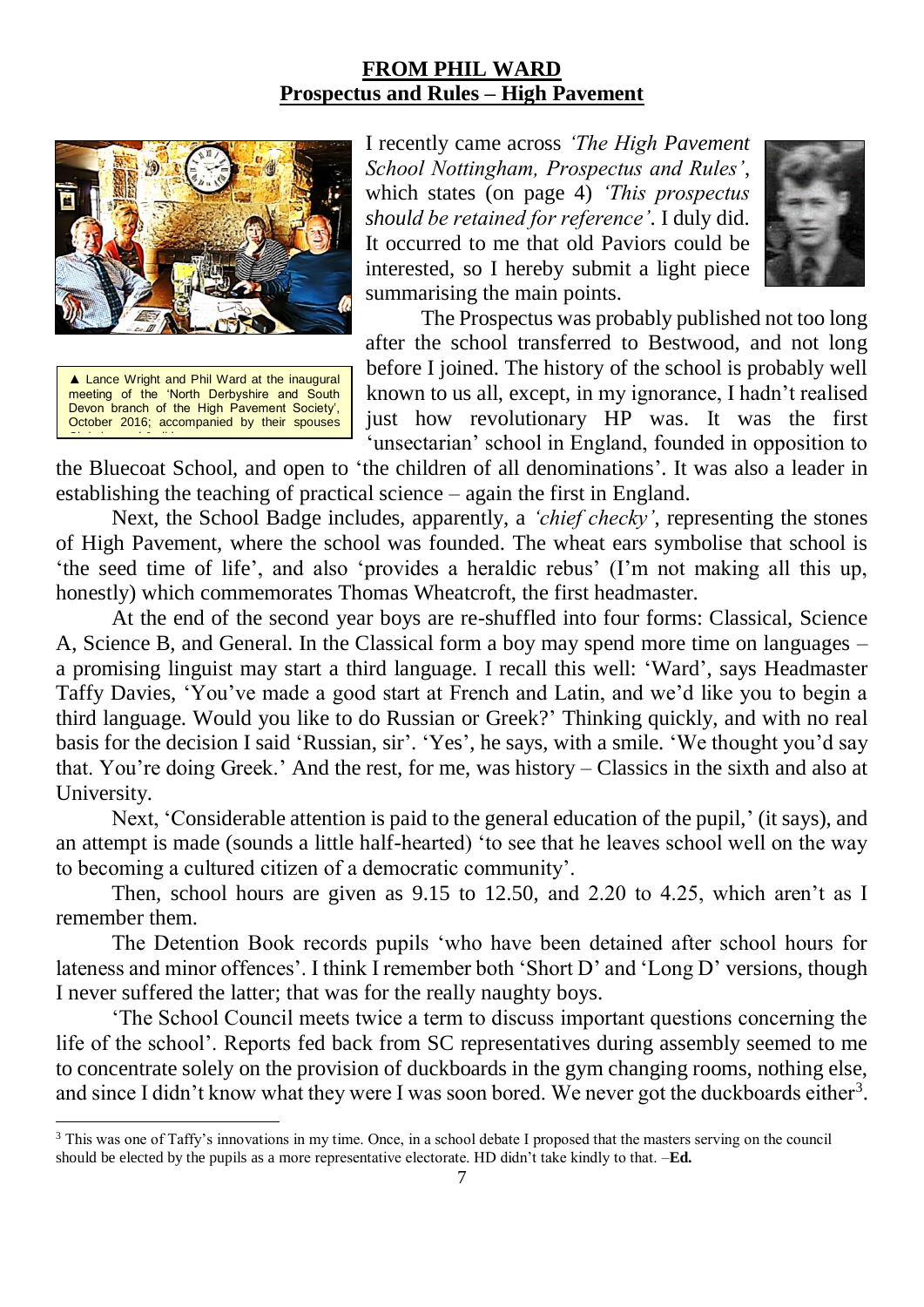## FROM PHIL WARD
## Prospectus and Rules – High Pavement

▲ Lance Wright and Phil Ward at the inaugural meeting of the 'North Derbyshire and South Devon branch of the High Pavement Society', October 2016; accompanied by their spouses

I recently came across *'The High Pavement School Nottingham, Prospectus and Rules'*, which states (on page 4) *'This prospectus should be retained for reference'*. I duly did. It occurred to me that old Paviors could be interested, so I hereby submit a light piece summarising the main points.

The Prospectus was probably published not too long after the school transferred to Bestwood, and not long before I joined. The history of the school is probably well known to us all, except, in my ignorance, I hadn't realised just how revolutionary HP was. It was the first 'unsectarian' school in England, founded in opposition to the Bluecoat School, and open to 'the children of all denominations'. It was also a leader in establishing the teaching of practical science – again the first in England.

Next, the School Badge includes, apparently, a *'chief checky'*, representing the stones of High Pavement, where the school was founded. The wheat ears symbolise that school is 'the seed time of life', and also 'provides a heraldic rebus' (I'm not making all this up, honestly) which commemorates Thomas Wheatcroft, the first headmaster.

At the end of the second year boys are re-shuffled into four forms: Classical, Science A, Science B, and General. In the Classical form a boy may spend more time on languages – a promising linguist may start a third language. I recall this well: 'Ward', says Headmaster Taffy Davies, 'You've made a good start at French and Latin, and we'd like you to begin a third language. Would you like to do Russian or Greek?' Thinking quickly, and with no real basis for the decision I said 'Russian, sir'. 'Yes', he says, with a smile. 'We thought you'd say that. You're doing Greek.' And the rest, for me, was history – Classics in the sixth and also at University.

Next, 'Considerable attention is paid to the general education of the pupil,' (it says), and an attempt is made (sounds a little half-hearted) 'to see that he leaves school well on the way to becoming a cultured citizen of a democratic community'.

Then, school hours are given as 9.15 to 12.50, and 2.20 to 4.25, which aren't as I remember them.

The Detention Book records pupils 'who have been detained after school hours for lateness and minor offences'. I think I remember both 'Short D' and 'Long D' versions, though I never suffered the latter; that was for the really naughty boys.

'The School Council meets twice a term to discuss important questions concerning the life of the school'. Reports fed back from SC representatives during assembly seemed to me to concentrate solely on the provision of duckboards in the gym changing rooms, nothing else, and since I didn't know what they were I was soon bored. We never got the duckboards either[3].

---

[3] This was one of Taffy's innovations in my time. Once, in a school debate I proposed that the masters serving on the council should be elected by the pupils as a more representative electorate. HD didn't take kindly to that. –**Ed.**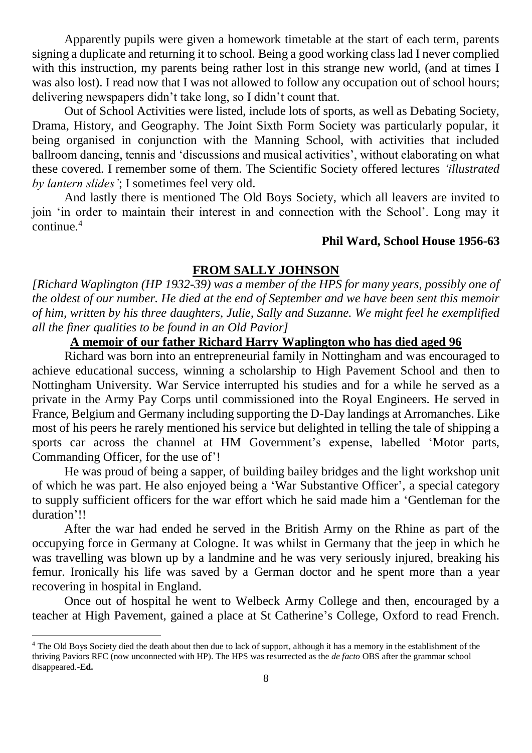Apparently pupils were given a homework timetable at the start of each term, parents signing a duplicate and returning it to school. Being a good working class lad I never complied with this instruction, my parents being rather lost in this strange new world, (and at times I was also lost). I read now that I was not allowed to follow any occupation out of school hours; delivering newspapers didn't take long, so I didn't count that.

Out of School Activities were listed, include lots of sports, as well as Debating Society, Drama, History, and Geography. The Joint Sixth Form Society was particularly popular, it being organised in conjunction with the Manning School, with activities that included ballroom dancing, tennis and 'discussions and musical activities', without elaborating on what these covered. I remember some of them. The Scientific Society offered lectures *'illustrated by lantern slides'*; I sometimes feel very old.

And lastly there is mentioned The Old Boys Society, which all leavers are invited to join 'in order to maintain their interest in and connection with the School'. Long may it continue.[4]

**Phil Ward, School House 1956-63**

## FROM SALLY JOHNSON

*[Richard Waplington (HP 1932-39) was a member of the HPS for many years, possibly one of the oldest of our number. He died at the end of September and we have been sent this memoir of him, written by his three daughters, Julie, Sally and Suzanne. We might feel he exemplified all the finer qualities to be found in an Old Pavior]*

### A memoir of our father Richard Harry Waplington who has died aged 96

Richard was born into an entrepreneurial family in Nottingham and was encouraged to achieve educational success, winning a scholarship to High Pavement School and then to Nottingham University. War Service interrupted his studies and for a while he served as a private in the Army Pay Corps until commissioned into the Royal Engineers. He served in France, Belgium and Germany including supporting the D-Day landings at Arromanches. Like most of his peers he rarely mentioned his service but delighted in telling the tale of shipping a sports car across the channel at HM Government's expense, labelled 'Motor parts, Commanding Officer, for the use of'!

He was proud of being a sapper, of building bailey bridges and the light workshop unit of which he was part. He also enjoyed being a 'War Substantive Officer', a special category to supply sufficient officers for the war effort which he said made him a 'Gentleman for the duration'!!

After the war had ended he served in the British Army on the Rhine as part of the occupying force in Germany at Cologne. It was whilst in Germany that the jeep in which he was travelling was blown up by a landmine and he was very seriously injured, breaking his femur. Ironically his life was saved by a German doctor and he spent more than a year recovering in hospital in England.

Once out of hospital he went to Welbeck Army College and then, encouraged by a teacher at High Pavement, gained a place at St Catherine's College, Oxford to read French.

---

[4] The Old Boys Society died the death about then due to lack of support, although it has a memory in the establishment of the thriving Paviors RFC (now unconnected with HP). The HPS was resurrected as the *de facto* OBS after the grammar school disappeared.-**Ed.**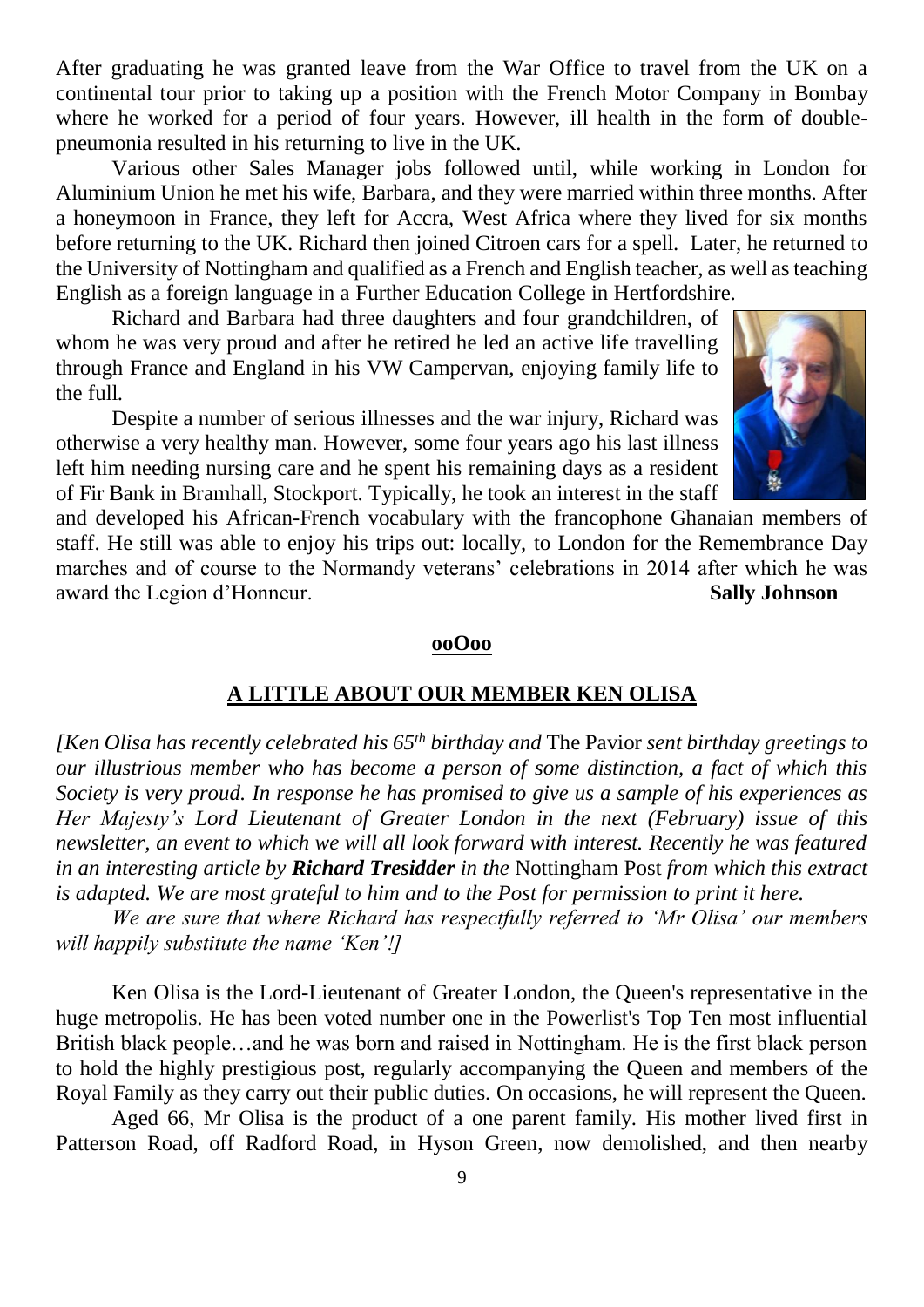After graduating he was granted leave from the War Office to travel from the UK on a continental tour prior to taking up a position with the French Motor Company in Bombay where he worked for a period of four years. However, ill health in the form of double-pneumonia resulted in his returning to live in the UK.

Various other Sales Manager jobs followed until, while working in London for Aluminium Union he met his wife, Barbara, and they were married within three months. After a honeymoon in France, they left for Accra, West Africa where they lived for six months before returning to the UK. Richard then joined Citroen cars for a spell. Later, he returned to the University of Nottingham and qualified as a French and English teacher, as well as teaching English as a foreign language in a Further Education College in Hertfordshire.

Richard and Barbara had three daughters and four grandchildren, of whom he was very proud and after he retired he led an active life travelling through France and England in his VW Campervan, enjoying family life to the full.

Despite a number of serious illnesses and the war injury, Richard was otherwise a very healthy man. However, some four years ago his last illness left him needing nursing care and he spent his remaining days as a resident of Fir Bank in Bramhall, Stockport. Typically, he took an interest in the staff and developed his African-French vocabulary with the francophone Ghanaian members of staff. He still was able to enjoy his trips out: locally, to London for the Remembrance Day marches and of course to the Normandy veterans' celebrations in 2014 after which he was award the Legion d'Honneur. **Sally Johnson**

**ooOoo**

## A LITTLE ABOUT OUR MEMBER KEN OLISA

*[Ken Olisa has recently celebrated his 65th birthday and* The Pavior *sent birthday greetings to our illustrious member who has become a person of some distinction, a fact of which this Society is very proud. In response he has promised to give us a sample of his experiences as Her Majesty's Lord Lieutenant of Greater London in the next (February) issue of this newsletter, an event to which we will all look forward with interest. Recently he was featured in an interesting article by* ***Richard Tresidder*** *in the* Nottingham Post *from which this extract is adapted. We are most grateful to him and to the Post for permission to print it here.*

*We are sure that where Richard has respectfully referred to 'Mr Olisa' our members will happily substitute the name 'Ken'!]*

Ken Olisa is the Lord-Lieutenant of Greater London, the Queen's representative in the huge metropolis. He has been voted number one in the Powerlist's Top Ten most influential British black people…and he was born and raised in Nottingham. He is the first black person to hold the highly prestigious post, regularly accompanying the Queen and members of the Royal Family as they carry out their public duties. On occasions, he will represent the Queen.

Aged 66, Mr Olisa is the product of a one parent family. His mother lived first in Patterson Road, off Radford Road, in Hyson Green, now demolished, and then nearby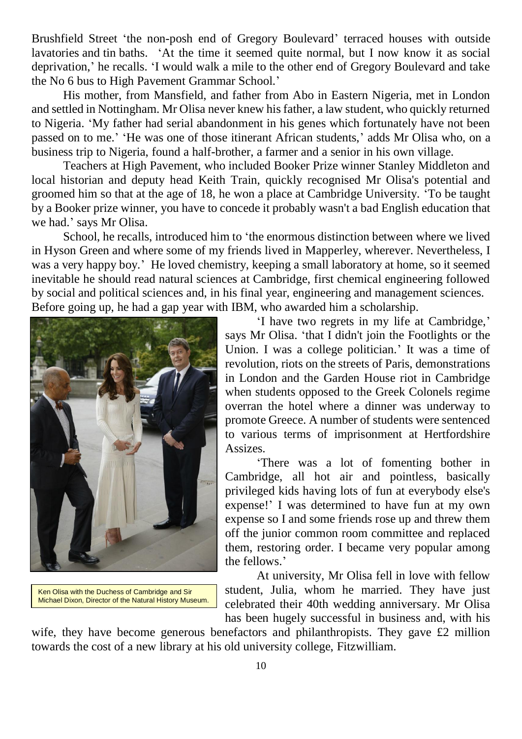Brushfield Street 'the non-posh end of Gregory Boulevard' terraced houses with outside lavatories and tin baths. 'At the time it seemed quite normal, but I now know it as social deprivation,' he recalls. 'I would walk a mile to the other end of Gregory Boulevard and take the No 6 bus to High Pavement Grammar School.'

His mother, from Mansfield, and father from Abo in Eastern Nigeria, met in London and settled in Nottingham. Mr Olisa never knew his father, a law student, who quickly returned to Nigeria. 'My father had serial abandonment in his genes which fortunately have not been passed on to me.' 'He was one of those itinerant African students,' adds Mr Olisa who, on a business trip to Nigeria, found a half-brother, a farmer and a senior in his own village.

Teachers at High Pavement, who included Booker Prize winner Stanley Middleton and local historian and deputy head Keith Train, quickly recognised Mr Olisa's potential and groomed him so that at the age of 18, he won a place at Cambridge University. 'To be taught by a Booker prize winner, you have to concede it probably wasn't a bad English education that we had.' says Mr Olisa.

School, he recalls, introduced him to 'the enormous distinction between where we lived in Hyson Green and where some of my friends lived in Mapperley, wherever. Nevertheless, I was a very happy boy.' He loved chemistry, keeping a small laboratory at home, so it seemed inevitable he should read natural sciences at Cambridge, first chemical engineering followed by social and political sciences and, in his final year, engineering and management sciences. Before going up, he had a gap year with IBM, who awarded him a scholarship.

'I have two regrets in my life at Cambridge,' says Mr Olisa. 'that I didn't join the Footlights or the Union. I was a college politician.' It was a time of revolution, riots on the streets of Paris, demonstrations in London and the Garden House riot in Cambridge when students opposed to the Greek Colonels regime overran the hotel where a dinner was underway to promote Greece. A number of students were sentenced to various terms of imprisonment at Hertfordshire Assizes.

'There was a lot of fomenting bother in Cambridge, all hot air and pointless, basically privileged kids having lots of fun at everybody else's expense!' I was determined to have fun at my own expense so I and some friends rose up and threw them off the junior common room committee and replaced them, restoring order. I became very popular among the fellows.'

Ken Olisa with the Duchess of Cambridge and Sir Michael Dixon, Director of the Natural History Museum.

At university, Mr Olisa fell in love with fellow student, Julia, whom he married. They have just celebrated their 40th wedding anniversary. Mr Olisa has been hugely successful in business and, with his wife, they have become generous benefactors and philanthropists. They gave £2 million towards the cost of a new library at his old university college, Fitzwilliam.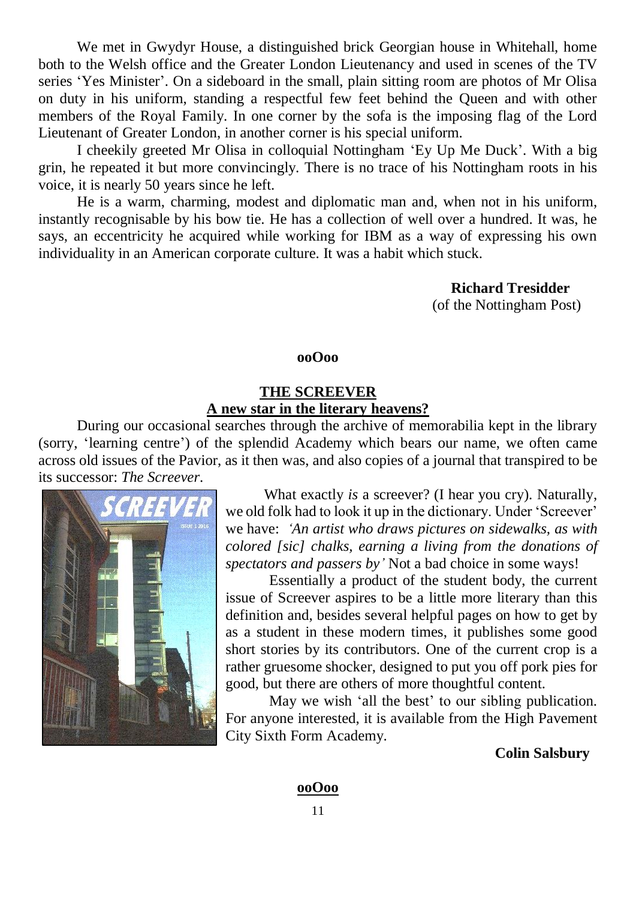We met in Gwydyr House, a distinguished brick Georgian house in Whitehall, home both to the Welsh office and the Greater London Lieutenancy and used in scenes of the TV series 'Yes Minister'. On a sideboard in the small, plain sitting room are photos of Mr Olisa on duty in his uniform, standing a respectful few feet behind the Queen and with other members of the Royal Family. In one corner by the sofa is the imposing flag of the Lord Lieutenant of Greater London, in another corner is his special uniform.

I cheekily greeted Mr Olisa in colloquial Nottingham 'Ey Up Me Duck'. With a big grin, he repeated it but more convincingly. There is no trace of his Nottingham roots in his voice, it is nearly 50 years since he left.

He is a warm, charming, modest and diplomatic man and, when not in his uniform, instantly recognisable by his bow tie. He has a collection of well over a hundred. It was, he says, an eccentricity he acquired while working for IBM as a way of expressing his own individuality in an American corporate culture. It was a habit which stuck.

**Richard Tresidder**
(of the Nottingham Post)

**ooOoo**

## THE SCREEVER
### A new star in the literary heavens?

During our occasional searches through the archive of memorabilia kept in the library (sorry, 'learning centre') of the splendid Academy which bears our name, we often came across old issues of the Pavior, as it then was, and also copies of a journal that transpired to be its successor: *The Screever*.

What exactly *is* a screever? (I hear you cry). Naturally, we old folk had to look it up in the dictionary. Under 'Screever' we have: *'An artist who draws pictures on sidewalks, as with colored [sic] chalks, earning a living from the donations of spectators and passers by'* Not a bad choice in some ways!

Essentially a product of the student body, the current issue of Screever aspires to be a little more literary than this definition and, besides several helpful pages on how to get by as a student in these modern times, it publishes some good short stories by its contributors. One of the current crop is a rather gruesome shocker, designed to put you off pork pies for good, but there are others of more thoughtful content.

May we wish 'all the best' to our sibling publication. For anyone interested, it is available from the High Pavement City Sixth Form Academy.

**Colin Salsbury**

**ooOoo**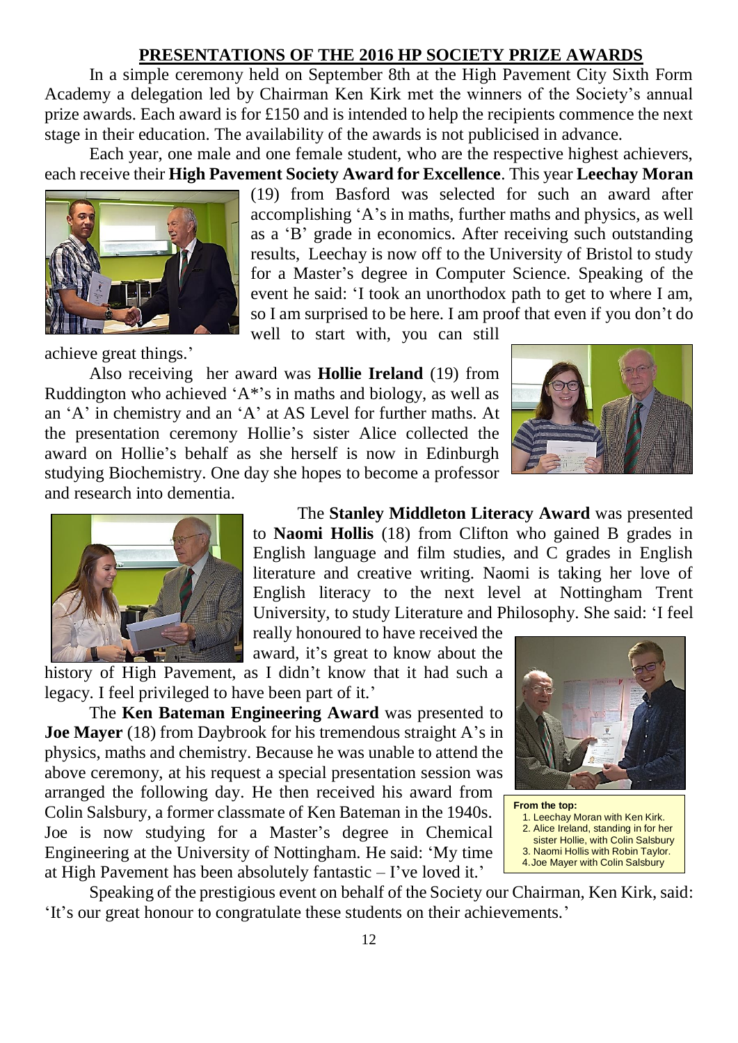## PRESENTATIONS OF THE 2016 HP SOCIETY PRIZE AWARDS

In a simple ceremony held on September 8th at the High Pavement City Sixth Form Academy a delegation led by Chairman Ken Kirk met the winners of the Society's annual prize awards. Each award is for £150 and is intended to help the recipients commence the next stage in their education. The availability of the awards is not publicised in advance.

Each year, one male and one female student, who are the respective highest achievers, each receive their **High Pavement Society Award for Excellence**. This year **Leechay Moran** (19) from Basford was selected for such an award after accomplishing 'A's in maths, further maths and physics, as well as a 'B' grade in economics. After receiving such outstanding results, Leechay is now off to the University of Bristol to study for a Master's degree in Computer Science. Speaking of the event he said: 'I took an unorthodox path to get to where I am, so I am surprised to be here. I am proof that even if you don't do well to start with, you can still achieve great things.'

Also receiving her award was **Hollie Ireland** (19) from Ruddington who achieved 'A*'s in maths and biology, as well as an 'A' in chemistry and an 'A' at AS Level for further maths. At the presentation ceremony Hollie's sister Alice collected the award on Hollie's behalf as she herself is now in Edinburgh studying Biochemistry. One day she hopes to become a professor and research into dementia.

The **Stanley Middleton Literacy Award** was presented to **Naomi Hollis** (18) from Clifton who gained B grades in English language and film studies, and C grades in English literature and creative writing. Naomi is taking her love of English literacy to the next level at Nottingham Trent University, to study Literature and Philosophy. She said: 'I feel really honoured to have received the award, it's great to know about the history of High Pavement, as I didn't know that it had such a legacy. I feel privileged to have been part of it.'

The **Ken Bateman Engineering Award** was presented to **Joe Mayer** (18) from Daybrook for his tremendous straight A's in physics, maths and chemistry. Because he was unable to attend the above ceremony, at his request a special presentation session was arranged the following day. He then received his award from Colin Salsbury, a former classmate of Ken Bateman in the 1940s. Joe is now studying for a Master's degree in Chemical Engineering at the University of Nottingham. He said: 'My time at High Pavement has been absolutely fantastic – I've loved it.'

**From the top:**
1. Leechay Moran with Ken Kirk.
2. Alice Ireland, standing in for her sister Hollie, with Colin Salsbury
3. Naomi Hollis with Robin Taylor.
4. Joe Mayer with Colin Salsbury

Speaking of the prestigious event on behalf of the Society our Chairman, Ken Kirk, said: 'It's our great honour to congratulate these students on their achievements.'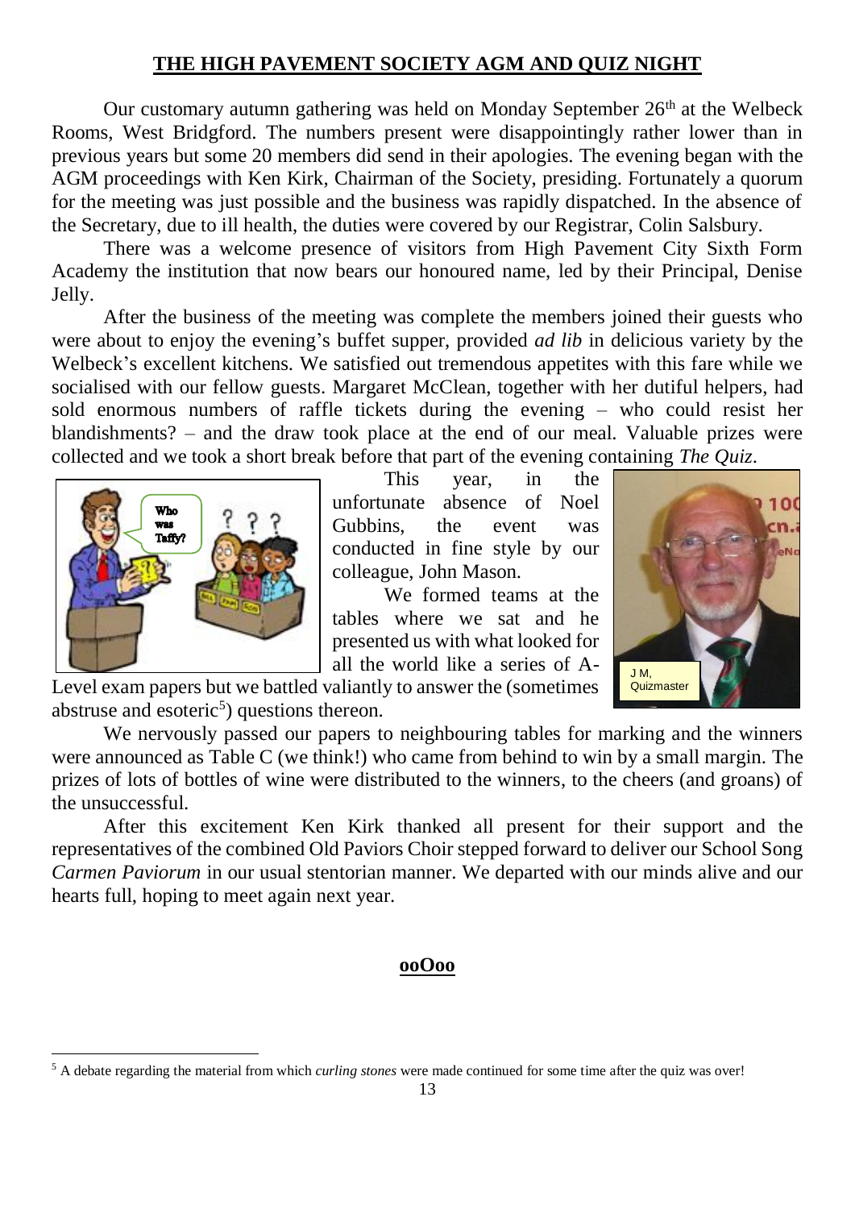## THE HIGH PAVEMENT SOCIETY AGM AND QUIZ NIGHT

Our customary autumn gathering was held on Monday September 26th at the Welbeck Rooms, West Bridgford. The numbers present were disappointingly rather lower than in previous years but some 20 members did send in their apologies. The evening began with the AGM proceedings with Ken Kirk, Chairman of the Society, presiding. Fortunately a quorum for the meeting was just possible and the business was rapidly dispatched. In the absence of the Secretary, due to ill health, the duties were covered by our Registrar, Colin Salsbury.

There was a welcome presence of visitors from High Pavement City Sixth Form Academy the institution that now bears our honoured name, led by their Principal, Denise Jelly.

After the business of the meeting was complete the members joined their guests who were about to enjoy the evening's buffet supper, provided *ad lib* in delicious variety by the Welbeck's excellent kitchens. We satisfied out tremendous appetites with this fare while we socialised with our fellow guests. Margaret McClean, together with her dutiful helpers, had sold enormous numbers of raffle tickets during the evening – who could resist her blandishments? – and the draw took place at the end of our meal. Valuable prizes were collected and we took a short break before that part of the evening containing *The Quiz*.

This year, in the unfortunate absence of Noel Gubbins, the event was conducted in fine style by our colleague, John Mason.

J M, Quizmaster

We formed teams at the tables where we sat and he presented us with what looked for all the world like a series of A-Level exam papers but we battled valiantly to answer the (sometimes abstruse and esoteric[5]) questions thereon.

We nervously passed our papers to neighbouring tables for marking and the winners were announced as Table C (we think!) who came from behind to win by a small margin. The prizes of lots of bottles of wine were distributed to the winners, to the cheers (and groans) of the unsuccessful.

After this excitement Ken Kirk thanked all present for their support and the representatives of the combined Old Paviors Choir stepped forward to deliver our School Song *Carmen Paviorum* in our usual stentorian manner. We departed with our minds alive and our hearts full, hoping to meet again next year.

**ooOoo**

[5] A debate regarding the material from which *curling stones* were made continued for some time after the quiz was over!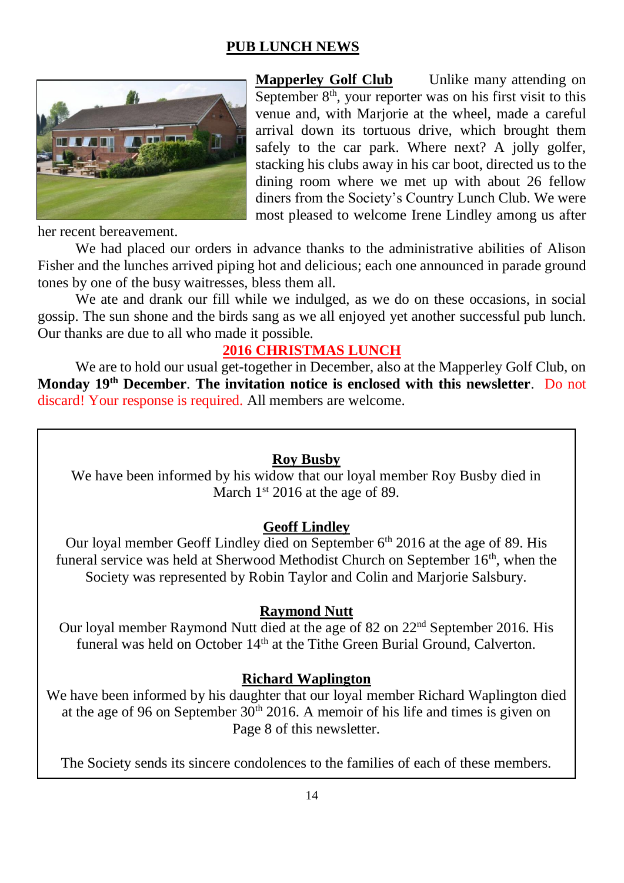## PUB LUNCH NEWS

**Mapperley Golf Club** Unlike many attending on September 8th, your reporter was on his first visit to this venue and, with Marjorie at the wheel, made a careful arrival down its tortuous drive, which brought them safely to the car park. Where next? A jolly golfer, stacking his clubs away in his car boot, directed us to the dining room where we met up with about 26 fellow diners from the Society's Country Lunch Club. We were most pleased to welcome Irene Lindley among us after her recent bereavement.

We had placed our orders in advance thanks to the administrative abilities of Alison Fisher and the lunches arrived piping hot and delicious; each one announced in parade ground tones by one of the busy waitresses, bless them all.

We ate and drank our fill while we indulged, as we do on these occasions, in social gossip. The sun shone and the birds sang as we all enjoyed yet another successful pub lunch. Our thanks are due to all who made it possible.

### 2016 CHRISTMAS LUNCH

We are to hold our usual get-together in December, also at the Mapperley Golf Club, on **Monday 19th December**. **The invitation notice is enclosed with this newsletter**. Do not discard! Your response is required. All members are welcome.

---

**Roy Busby**

We have been informed by his widow that our loyal member Roy Busby died in March 1st 2016 at the age of 89.

**Geoff Lindley**

Our loyal member Geoff Lindley died on September 6th 2016 at the age of 89. His funeral service was held at Sherwood Methodist Church on September 16th, when the Society was represented by Robin Taylor and Colin and Marjorie Salsbury.

**Raymond Nutt**

Our loyal member Raymond Nutt died at the age of 82 on 22nd September 2016. His funeral was held on October 14th at the Tithe Green Burial Ground, Calverton.

**Richard Waplington**

We have been informed by his daughter that our loyal member Richard Waplington died at the age of 96 on September 30th 2016. A memoir of his life and times is given on Page 8 of this newsletter.

The Society sends its sincere condolences to the families of each of these members.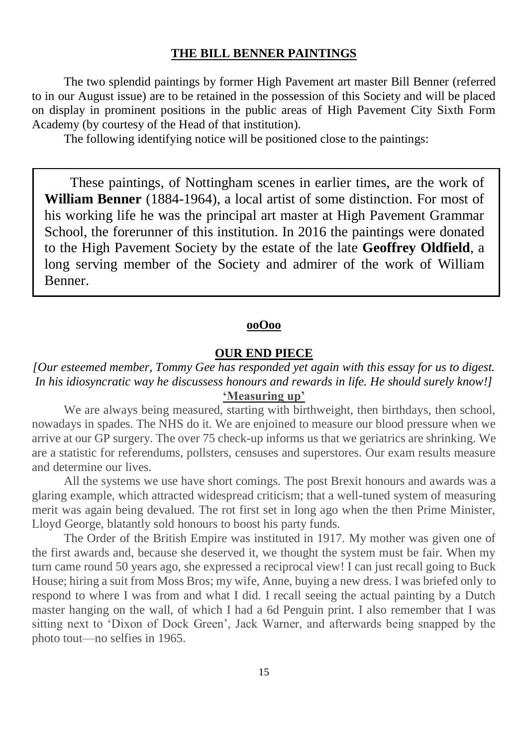## THE BILL BENNER PAINTINGS

The two splendid paintings by former High Pavement art master Bill Benner (referred to in our August issue) are to be retained in the possession of this Society and will be placed on display in prominent positions in the public areas of High Pavement City Sixth Form Academy (by courtesy of the Head of that institution).

The following identifying notice will be positioned close to the paintings:

> These paintings, of Nottingham scenes in earlier times, are the work of **William Benner** (1884-1964), a local artist of some distinction. For most of his working life he was the principal art master at High Pavement Grammar School, the forerunner of this institution. In 2016 the paintings were donated to the High Pavement Society by the estate of the late **Geoffrey Oldfield**, a long serving member of the Society and admirer of the work of William Benner.

**ooOoo**

## OUR END PIECE

*[Our esteemed member, Tommy Gee has responded yet again with this essay for us to digest. In his idiosyncratic way he discussess honours and rewards in life. He should surely know!]*

### 'Measuring up'

We are always being measured, starting with birthweight, then birthdays, then school, nowadays in spades. The NHS do it. We are enjoined to measure our blood pressure when we arrive at our GP surgery. The over 75 check-up informs us that we geriatrics are shrinking. We are a statistic for referendums, pollsters, censuses and superstores. Our exam results measure and determine our lives.

All the systems we use have short comings. The post Brexit honours and awards was a glaring example, which attracted widespread criticism; that a well-tuned system of measuring merit was again being devalued. The rot first set in long ago when the then Prime Minister, Lloyd George, blatantly sold honours to boost his party funds.

The Order of the British Empire was instituted in 1917. My mother was given one of the first awards and, because she deserved it, we thought the system must be fair. When my turn came round 50 years ago, she expressed a reciprocal view! I can just recall going to Buck House; hiring a suit from Moss Bros; my wife, Anne, buying a new dress. I was briefed only to respond to where I was from and what I did. I recall seeing the actual painting by a Dutch master hanging on the wall, of which I had a 6d Penguin print. I also remember that I was sitting next to 'Dixon of Dock Green', Jack Warner, and afterwards being snapped by the photo tout—no selfies in 1965.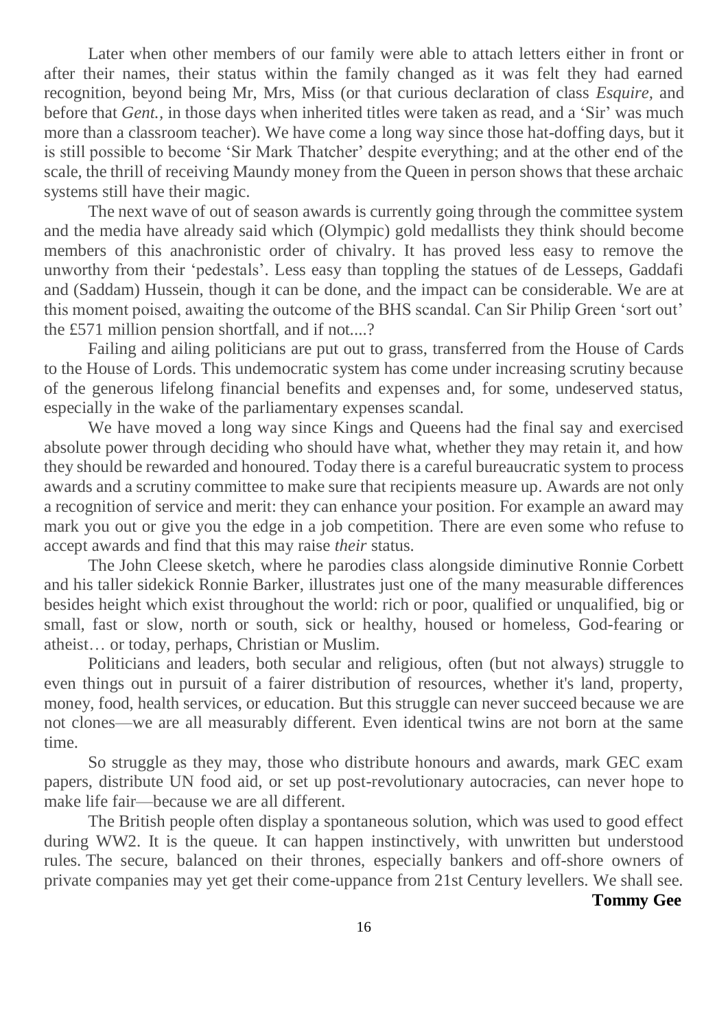Later when other members of our family were able to attach letters either in front or after their names, their status within the family changed as it was felt they had earned recognition, beyond being Mr, Mrs, Miss (or that curious declaration of class *Esquire,* and before that *Gent.,* in those days when inherited titles were taken as read, and a 'Sir' was much more than a classroom teacher). We have come a long way since those hat-doffing days, but it is still possible to become 'Sir Mark Thatcher' despite everything; and at the other end of the scale, the thrill of receiving Maundy money from the Queen in person shows that these archaic systems still have their magic.

The next wave of out of season awards is currently going through the committee system and the media have already said which (Olympic) gold medallists they think should become members of this anachronistic order of chivalry. It has proved less easy to remove the unworthy from their 'pedestals'. Less easy than toppling the statues of de Lesseps, Gaddafi and (Saddam) Hussein, though it can be done, and the impact can be considerable. We are at this moment poised, awaiting the outcome of the BHS scandal. Can Sir Philip Green 'sort out' the £571 million pension shortfall, and if not....?

Failing and ailing politicians are put out to grass, transferred from the House of Cards to the House of Lords. This undemocratic system has come under increasing scrutiny because of the generous lifelong financial benefits and expenses and, for some, undeserved status, especially in the wake of the parliamentary expenses scandal.

We have moved a long way since Kings and Queens had the final say and exercised absolute power through deciding who should have what, whether they may retain it, and how they should be rewarded and honoured. Today there is a careful bureaucratic system to process awards and a scrutiny committee to make sure that recipients measure up. Awards are not only a recognition of service and merit: they can enhance your position. For example an award may mark you out or give you the edge in a job competition. There are even some who refuse to accept awards and find that this may raise *their* status.

The John Cleese sketch, where he parodies class alongside diminutive Ronnie Corbett and his taller sidekick Ronnie Barker, illustrates just one of the many measurable differences besides height which exist throughout the world: rich or poor, qualified or unqualified, big or small, fast or slow, north or south, sick or healthy, housed or homeless, God-fearing or atheist… or today, perhaps, Christian or Muslim.

Politicians and leaders, both secular and religious, often (but not always) struggle to even things out in pursuit of a fairer distribution of resources, whether it's land, property, money, food, health services, or education. But this struggle can never succeed because we are not clones—we are all measurably different. Even identical twins are not born at the same time.

So struggle as they may, those who distribute honours and awards, mark GEC exam papers, distribute UN food aid, or set up post-revolutionary autocracies, can never hope to make life fair—because we are all different.

The British people often display a spontaneous solution, which was used to good effect during WW2. It is the queue. It can happen instinctively, with unwritten but understood rules. The secure, balanced on their thrones, especially bankers and off-shore owners of private companies may yet get their come-uppance from 21st Century levellers. We shall see.

**Tommy Gee**